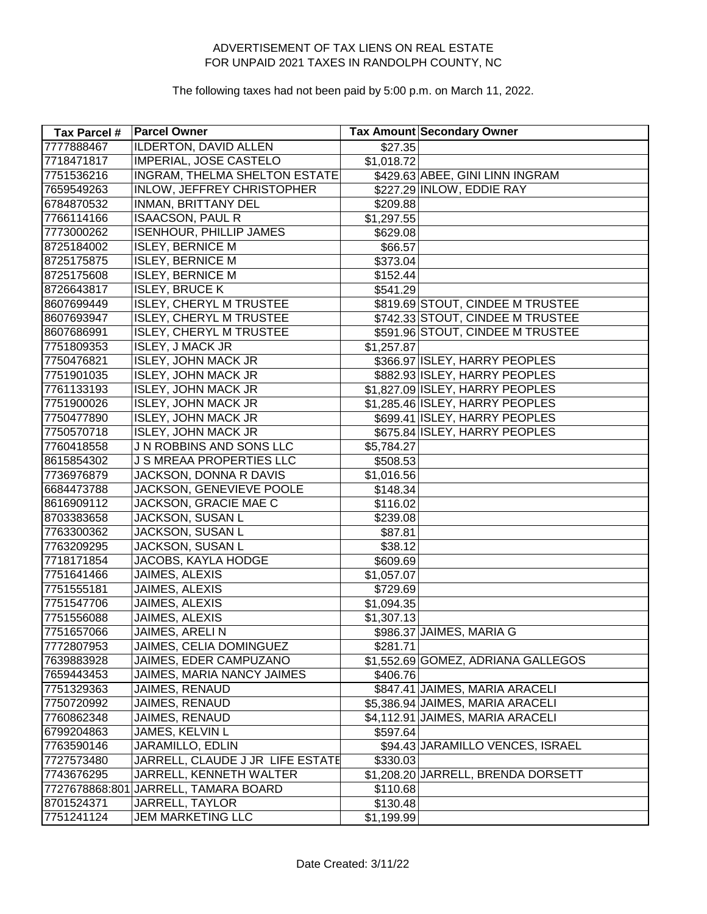ADVERTISEMENT OF TAX LIENS ON REAL ESTATE
FOR UNPAID 2021 TAXES IN RANDOLPH COUNTY, NC

The following taxes had not been paid by 5:00 p.m. on March 11, 2022.

| Tax Parcel # | Parcel Owner | Tax Amount | Secondary Owner |
|---|---|---|---|
| 7777888467 | ILDERTON, DAVID ALLEN | $27.35 | |
| 7718471817 | IMPERIAL, JOSE CASTELO | $1,018.72 | |
| 7751536216 | INGRAM, THELMA SHELTON ESTATE | $429.63 | ABEE, GINI LINN INGRAM |
| 7659549263 | INLOW, JEFFREY CHRISTOPHER | $227.29 | INLOW, EDDIE RAY |
| 6784870532 | INMAN, BRITTANY DEL | $209.88 | |
| 7766114166 | ISAACSON, PAUL R | $1,297.55 | |
| 7773000262 | ISENHOUR, PHILLIP JAMES | $629.08 | |
| 8725184002 | ISLEY, BERNICE M | $66.57 | |
| 8725175875 | ISLEY, BERNICE M | $373.04 | |
| 8725175608 | ISLEY, BERNICE M | $152.44 | |
| 8726643817 | ISLEY, BRUCE K | $541.29 | |
| 8607699449 | ISLEY, CHERYL M TRUSTEE | $819.69 | STOUT, CINDEE M TRUSTEE |
| 8607693947 | ISLEY, CHERYL M TRUSTEE | $742.33 | STOUT, CINDEE M TRUSTEE |
| 8607686991 | ISLEY, CHERYL M TRUSTEE | $591.96 | STOUT, CINDEE M TRUSTEE |
| 7751809353 | ISLEY, J MACK JR | $1,257.87 | |
| 7750476821 | ISLEY, JOHN MACK JR | $366.97 | ISLEY, HARRY PEOPLES |
| 7751901035 | ISLEY, JOHN MACK JR | $882.93 | ISLEY, HARRY PEOPLES |
| 7761133193 | ISLEY, JOHN MACK JR | $1,827.09 | ISLEY, HARRY PEOPLES |
| 7751900026 | ISLEY, JOHN MACK JR | $1,285.46 | ISLEY, HARRY PEOPLES |
| 7750477890 | ISLEY, JOHN MACK JR | $699.41 | ISLEY, HARRY PEOPLES |
| 7750570718 | ISLEY, JOHN MACK JR | $675.84 | ISLEY, HARRY PEOPLES |
| 7760418558 | J N ROBBINS AND SONS LLC | $5,784.27 | |
| 8615854302 | J S MREAA PROPERTIES LLC | $508.53 | |
| 7736976879 | JACKSON, DONNA R DAVIS | $1,016.56 | |
| 6684473788 | JACKSON, GENEVIEVE POOLE | $148.34 | |
| 8616909112 | JACKSON, GRACIE MAE C | $116.02 | |
| 8703383658 | JACKSON, SUSAN L | $239.08 | |
| 7763300362 | JACKSON, SUSAN L | $87.81 | |
| 7763209295 | JACKSON, SUSAN L | $38.12 | |
| 7718171854 | JACOBS, KAYLA HODGE | $609.69 | |
| 7751641466 | JAIMES, ALEXIS | $1,057.07 | |
| 7751555181 | JAIMES, ALEXIS | $729.69 | |
| 7751547706 | JAIMES, ALEXIS | $1,094.35 | |
| 7751556088 | JAIMES, ALEXIS | $1,307.13 | |
| 7751657066 | JAIMES, ARELI N | $986.37 | JAIMES, MARIA G |
| 7772807953 | JAIMES, CELIA DOMINGUEZ | $281.71 | |
| 7639883928 | JAIMES, EDER CAMPUZANO | $1,552.69 | GOMEZ, ADRIANA GALLEGOS |
| 7659443453 | JAIMES, MARIA NANCY JAIMES | $406.76 | |
| 7751329363 | JAIMES, RENAUD | $847.41 | JAIMES, MARIA ARACELI |
| 7750720992 | JAIMES, RENAUD | $5,386.94 | JAIMES, MARIA ARACELI |
| 7760862348 | JAIMES, RENAUD | $4,112.91 | JAIMES, MARIA ARACELI |
| 6799204863 | JAMES, KELVIN L | $597.64 | |
| 7763590146 | JARAMILLO, EDLIN | $94.43 | JARAMILLO VENCES, ISRAEL |
| 7727573480 | JARRELL, CLAUDE J JR LIFE ESTATE | $330.03 | |
| 7743676295 | JARRELL, KENNETH WALTER | $1,208.20 | JARRELL, BRENDA DORSETT |
| 7727678868:801 | JARRELL, TAMARA BOARD | $110.68 | |
| 8701524371 | JARRELL, TAYLOR | $130.48 | |
| 7751241124 | JEM MARKETING LLC | $1,199.99 | |

Date Created: 3/11/22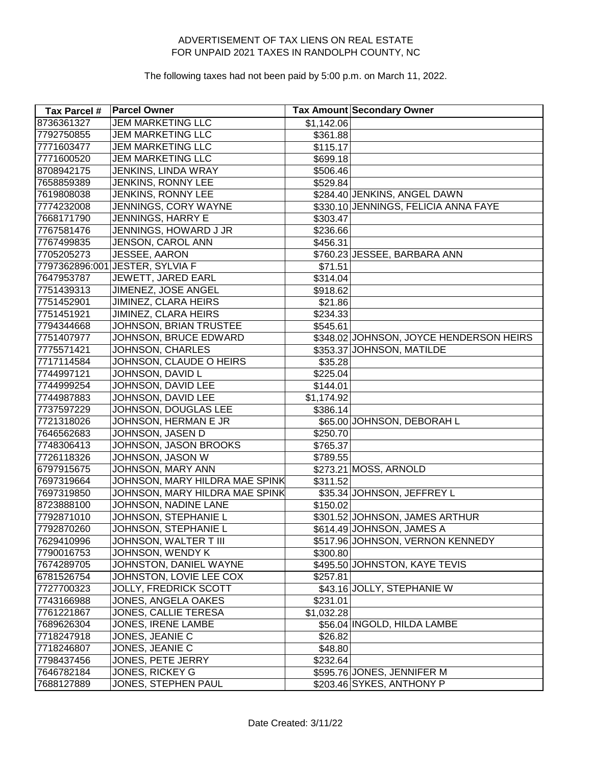ADVERTISEMENT OF TAX LIENS ON REAL ESTATE
FOR UNPAID 2021 TAXES IN RANDOLPH COUNTY, NC

The following taxes had not been paid by 5:00 p.m. on March 11, 2022.

| Tax Parcel # | Parcel Owner | Tax Amount | Secondary Owner |
|---|---|---|---|
| 8736361327 | JEM MARKETING LLC | $1,142.06 | |
| 7792750855 | JEM MARKETING LLC | $361.88 | |
| 7771603477 | JEM MARKETING LLC | $115.17 | |
| 7771600520 | JEM MARKETING LLC | $699.18 | |
| 8708942175 | JENKINS, LINDA WRAY | $506.46 | |
| 7658859389 | JENKINS, RONNY LEE | $529.84 | |
| 7619808038 | JENKINS, RONNY LEE | $284.40 | JENKINS, ANGEL DAWN |
| 7774232008 | JENNINGS, CORY WAYNE | $330.10 | JENNINGS, FELICIA ANNA FAYE |
| 7668171790 | JENNINGS, HARRY E | $303.47 | |
| 7767581476 | JENNINGS, HOWARD J JR | $236.66 | |
| 7767499835 | JENSON, CAROL ANN | $456.31 | |
| 7705205273 | JESSEE, AARON | $760.23 | JESSEE, BARBARA ANN |
| 7797362896:001 | JESTER, SYLVIA F | $71.51 | |
| 7647953787 | JEWETT, JARED EARL | $314.04 | |
| 7751439313 | JIMINEZ, JOSE ANGEL | $918.62 | |
| 7751452901 | JIMINEZ, CLARA HEIRS | $21.86 | |
| 7751451921 | JIMINEZ, CLARA HEIRS | $234.33 | |
| 7794344668 | JOHNSON, BRIAN TRUSTEE | $545.61 | |
| 7751407977 | JOHNSON, BRUCE EDWARD | $348.02 | JOHNSON, JOYCE HENDERSON HEIRS |
| 7775571421 | JOHNSON, CHARLES | $353.37 | JOHNSON, MATILDE |
| 7717114584 | JOHNSON, CLAUDE O HEIRS | $35.28 | |
| 7744997121 | JOHNSON, DAVID L | $225.04 | |
| 7744999254 | JOHNSON, DAVID LEE | $144.01 | |
| 7744987883 | JOHNSON, DAVID LEE | $1,174.92 | |
| 7737597229 | JOHNSON, DOUGLAS LEE | $386.14 | |
| 7721318026 | JOHNSON, HERMAN E JR | $65.00 | JOHNSON, DEBORAH L |
| 7646562683 | JOHNSON, JASEN D | $250.70 | |
| 7748306413 | JOHNSON, JASON BROOKS | $765.37 | |
| 7726118326 | JOHNSON, JASON W | $789.55 | |
| 6797915675 | JOHNSON, MARY ANN | $273.21 | MOSS, ARNOLD |
| 7697319664 | JOHNSON, MARY HILDRA MAE SPINK | $311.52 | |
| 7697319850 | JOHNSON, MARY HILDRA MAE SPINK | $35.34 | JOHNSON, JEFFREY L |
| 8723888100 | JOHNSON, NADINE LANE | $150.02 | |
| 7792871010 | JOHNSON, STEPHANIE L | $301.52 | JOHNSON, JAMES ARTHUR |
| 7792870260 | JOHNSON, STEPHANIE L | $614.49 | JOHNSON, JAMES A |
| 7629410996 | JOHNSON, WALTER T III | $517.96 | JOHNSON, VERNON KENNEDY |
| 7790016753 | JOHNSON, WENDY K | $300.80 | |
| 7674289705 | JOHNSTON, DANIEL WAYNE | $495.50 | JOHNSTON, KAYE TEVIS |
| 6781526754 | JOHNSTON, LOVIE LEE COX | $257.81 | |
| 7727700323 | JOLLY, FREDRICK SCOTT | $43.16 | JOLLY, STEPHANIE W |
| 7743166988 | JONES, ANGELA OAKES | $231.01 | |
| 7761221867 | JONES, CALLIE TERESA | $1,032.28 | |
| 7689626304 | JONES, IRENE LAMBE | $56.04 | INGOLD, HILDA LAMBE |
| 7718247918 | JONES, JEANIE C | $26.82 | |
| 7718246807 | JONES, JEANIE C | $48.80 | |
| 7798437456 | JONES, PETE JERRY | $232.64 | |
| 7646782184 | JONES, RICKEY G | $595.76 | JONES, JENNIFER M |
| 7688127889 | JONES, STEPHEN PAUL | $203.46 | SYKES, ANTHONY P |

Date Created: 3/11/22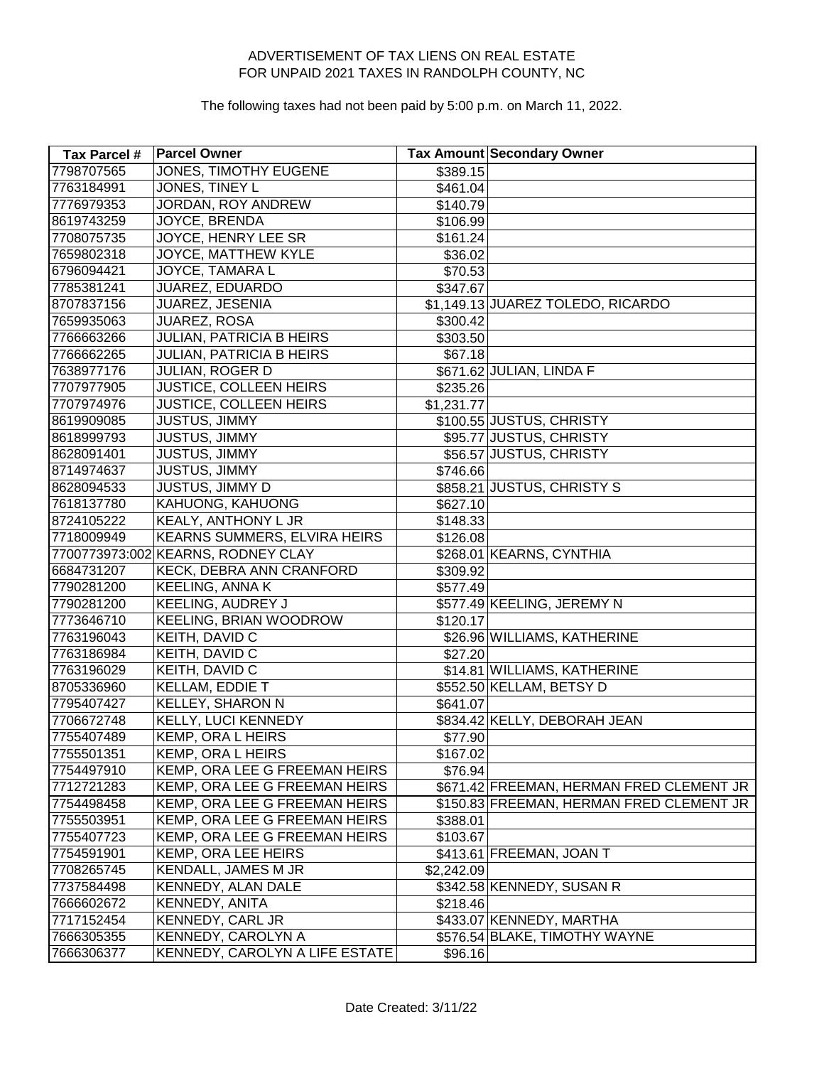ADVERTISEMENT OF TAX LIENS ON REAL ESTATE
FOR UNPAID 2021 TAXES IN RANDOLPH COUNTY, NC

The following taxes had not been paid by 5:00 p.m. on March 11, 2022.

| Tax Parcel # | Parcel Owner | Tax Amount | Secondary Owner |
|---|---|---|---|
| 7798707565 | JONES, TIMOTHY EUGENE | $389.15 | |
| 7763184991 | JONES, TINEY L | $461.04 | |
| 7776979353 | JORDAN, ROY ANDREW | $140.79 | |
| 8619743259 | JOYCE, BRENDA | $106.99 | |
| 7708075735 | JOYCE, HENRY LEE SR | $161.24 | |
| 7659802318 | JOYCE, MATTHEW KYLE | $36.02 | |
| 6796094421 | JOYCE, TAMARA L | $70.53 | |
| 7785381241 | JUAREZ, EDUARDO | $347.67 | |
| 8707837156 | JUAREZ, JESENIA | $1,149.13 | JUAREZ TOLEDO, RICARDO |
| 7659935063 | JUAREZ, ROSA | $300.42 | |
| 7766663266 | JULIAN, PATRICIA B HEIRS | $303.50 | |
| 7766662265 | JULIAN, PATRICIA B HEIRS | $67.18 | |
| 7638977176 | JULIAN, ROGER D | $671.62 | JULIAN, LINDA F |
| 7707977905 | JUSTICE, COLLEEN HEIRS | $235.26 | |
| 7707974976 | JUSTICE, COLLEEN HEIRS | $1,231.77 | |
| 8619909085 | JUSTUS, JIMMY | $100.55 | JUSTUS, CHRISTY |
| 8618999793 | JUSTUS, JIMMY | $95.77 | JUSTUS, CHRISTY |
| 8628091401 | JUSTUS, JIMMY | $56.57 | JUSTUS, CHRISTY |
| 8714974637 | JUSTUS, JIMMY | $746.66 | |
| 8628094533 | JUSTUS, JIMMY D | $858.21 | JUSTUS, CHRISTY S |
| 7618137780 | KAHUONG, KAHUONG | $627.10 | |
| 8724105222 | KEALY, ANTHONY L JR | $148.33 | |
| 7718009949 | KEARNS SUMMERS, ELVIRA HEIRS | $126.08 | |
| 7700773973:002 | KEARNS, RODNEY CLAY | $268.01 | KEARNS, CYNTHIA |
| 6684731207 | KECK, DEBRA ANN CRANFORD | $309.92 | |
| 7790281200 | KEELING, ANNA K | $577.49 | |
| 7790281200 | KEELING, AUDREY J | $577.49 | KEELING, JEREMY N |
| 7773646710 | KEELING, BRIAN WOODROW | $120.17 | |
| 7763196043 | KEITH, DAVID C | $26.96 | WILLIAMS, KATHERINE |
| 7763186984 | KEITH, DAVID C | $27.20 | |
| 7763196029 | KEITH, DAVID C | $14.81 | WILLIAMS, KATHERINE |
| 8705336960 | KELLAM, EDDIE T | $552.50 | KELLAM, BETSY D |
| 7795407427 | KELLEY, SHARON N | $641.07 | |
| 7706672748 | KELLY, LUCI KENNEDY | $834.42 | KELLY, DEBORAH JEAN |
| 7755407489 | KEMP, ORA L HEIRS | $77.90 | |
| 7755501351 | KEMP, ORA L HEIRS | $167.02 | |
| 7754497910 | KEMP, ORA LEE G FREEMAN HEIRS | $76.94 | |
| 7712721283 | KEMP, ORA LEE G FREEMAN HEIRS | $671.42 | FREEMAN, HERMAN FRED CLEMENT JR |
| 7754498458 | KEMP, ORA LEE G FREEMAN HEIRS | $150.83 | FREEMAN, HERMAN FRED CLEMENT JR |
| 7755503951 | KEMP, ORA LEE G FREEMAN HEIRS | $388.01 | |
| 7755407723 | KEMP, ORA LEE G FREEMAN HEIRS | $103.67 | |
| 7754591901 | KEMP, ORA LEE HEIRS | $413.61 | FREEMAN, JOAN T |
| 7708265745 | KENDALL, JAMES M JR | $2,242.09 | |
| 7737584498 | KENNEDY, ALAN DALE | $342.58 | KENNEDY, SUSAN R |
| 7666602672 | KENNEDY, ANITA | $218.46 | |
| 7717152454 | KENNEDY, CARL JR | $433.07 | KENNEDY, MARTHA |
| 7666305355 | KENNEDY, CAROLYN A | $576.54 | BLAKE, TIMOTHY WAYNE |
| 7666306377 | KENNEDY, CAROLYN A LIFE ESTATE | $96.16 | |

Date Created: 3/11/22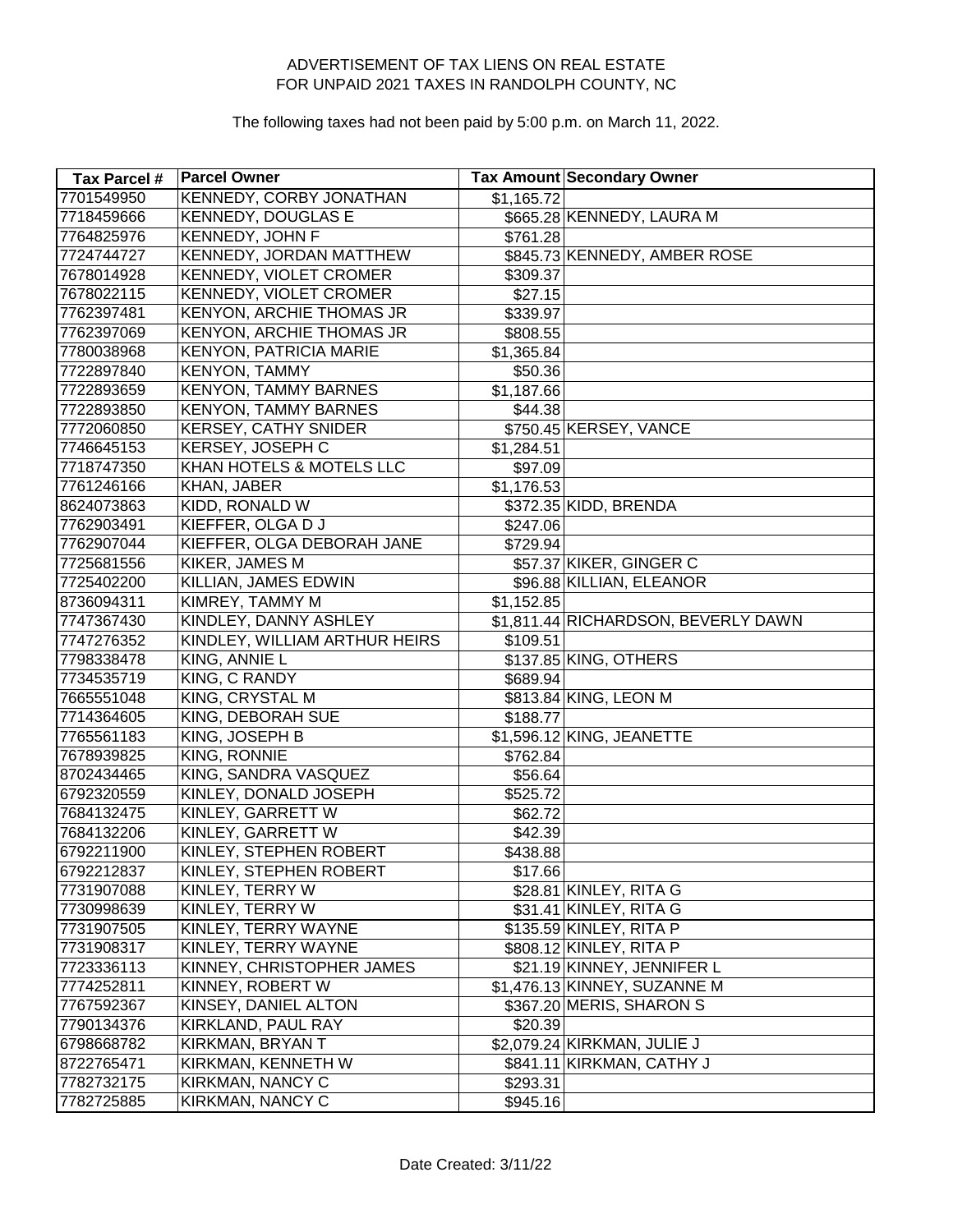ADVERTISEMENT OF TAX LIENS ON REAL ESTATE
FOR UNPAID 2021 TAXES IN RANDOLPH COUNTY, NC

The following taxes had not been paid by 5:00 p.m. on March 11, 2022.

| Tax Parcel # | Parcel Owner | Tax Amount | Secondary Owner |
|---|---|---|---|
| 7701549950 | KENNEDY, CORBY JONATHAN | $1,165.72 | |
| 7718459666 | KENNEDY, DOUGLAS E | $665.28 | KENNEDY, LAURA M |
| 7764825976 | KENNEDY, JOHN F | $761.28 | |
| 7724744727 | KENNEDY, JORDAN MATTHEW | $845.73 | KENNEDY, AMBER ROSE |
| 7678014928 | KENNEDY, VIOLET CROMER | $309.37 | |
| 7678022115 | KENNEDY, VIOLET CROMER | $27.15 | |
| 7762397481 | KENYON, ARCHIE THOMAS JR | $339.97 | |
| 7762397069 | KENYON, ARCHIE THOMAS JR | $808.55 | |
| 7780038968 | KENYON, PATRICIA MARIE | $1,365.84 | |
| 7722897840 | KENYON, TAMMY | $50.36 | |
| 7722893659 | KENYON, TAMMY BARNES | $1,187.66 | |
| 7722893850 | KENYON, TAMMY BARNES | $44.38 | |
| 7772060850 | KERSEY, CATHY SNIDER | $750.45 | KERSEY, VANCE |
| 7746645153 | KERSEY, JOSEPH C | $1,284.51 | |
| 7718747350 | KHAN HOTELS & MOTELS LLC | $97.09 | |
| 7761246166 | KHAN, JABER | $1,176.53 | |
| 8624073863 | KIDD, RONALD W | $372.35 | KIDD, BRENDA |
| 7762903491 | KIEFFER, OLGA D J | $247.06 | |
| 7762907044 | KIEFFER, OLGA DEBORAH JANE | $729.94 | |
| 7725681556 | KIKER, JAMES M | $57.37 | KIKER, GINGER C |
| 7725402200 | KILLIAN, JAMES EDWIN | $96.88 | KILLIAN, ELEANOR |
| 8736094311 | KIMREY, TAMMY M | $1,152.85 | |
| 7747367430 | KINDLEY, DANNY ASHLEY | $1,811.44 | RICHARDSON, BEVERLY DAWN |
| 7747276352 | KINDLEY, WILLIAM ARTHUR HEIRS | $109.51 | |
| 7798338478 | KING, ANNIE L | $137.85 | KING, OTHERS |
| 7734535719 | KING, C RANDY | $689.94 | |
| 7665551048 | KING, CRYSTAL M | $813.84 | KING, LEON M |
| 7714364605 | KING, DEBORAH SUE | $188.77 | |
| 7765561183 | KING, JOSEPH B | $1,596.12 | KING, JEANETTE |
| 7678939825 | KING, RONNIE | $762.84 | |
| 8702434465 | KING, SANDRA VASQUEZ | $56.64 | |
| 6792320559 | KINLEY, DONALD JOSEPH | $525.72 | |
| 7684132475 | KINLEY, GARRETT W | $62.72 | |
| 7684132206 | KINLEY, GARRETT W | $42.39 | |
| 6792211900 | KINLEY, STEPHEN ROBERT | $438.88 | |
| 6792212837 | KINLEY, STEPHEN ROBERT | $17.66 | |
| 7731907088 | KINLEY, TERRY W | $28.81 | KINLEY, RITA G |
| 7730998639 | KINLEY, TERRY W | $31.41 | KINLEY, RITA G |
| 7731907505 | KINLEY, TERRY WAYNE | $135.59 | KINLEY, RITA P |
| 7731908317 | KINLEY, TERRY WAYNE | $808.12 | KINLEY, RITA P |
| 7723336113 | KINNEY, CHRISTOPHER JAMES | $21.19 | KINNEY, JENNIFER L |
| 7774252811 | KINNEY, ROBERT W | $1,476.13 | KINNEY, SUZANNE M |
| 7767592367 | KINSEY, DANIEL ALTON | $367.20 | MERIS, SHARON S |
| 7790134376 | KIRKLAND, PAUL RAY | $20.39 | |
| 6798668782 | KIRKMAN, BRYAN T | $2,079.24 | KIRKMAN, JULIE J |
| 8722765471 | KIRKMAN, KENNETH W | $841.11 | KIRKMAN, CATHY J |
| 7782732175 | KIRKMAN, NANCY C | $293.31 | |
| 7782725885 | KIRKMAN, NANCY C | $945.16 | |

Date Created: 3/11/22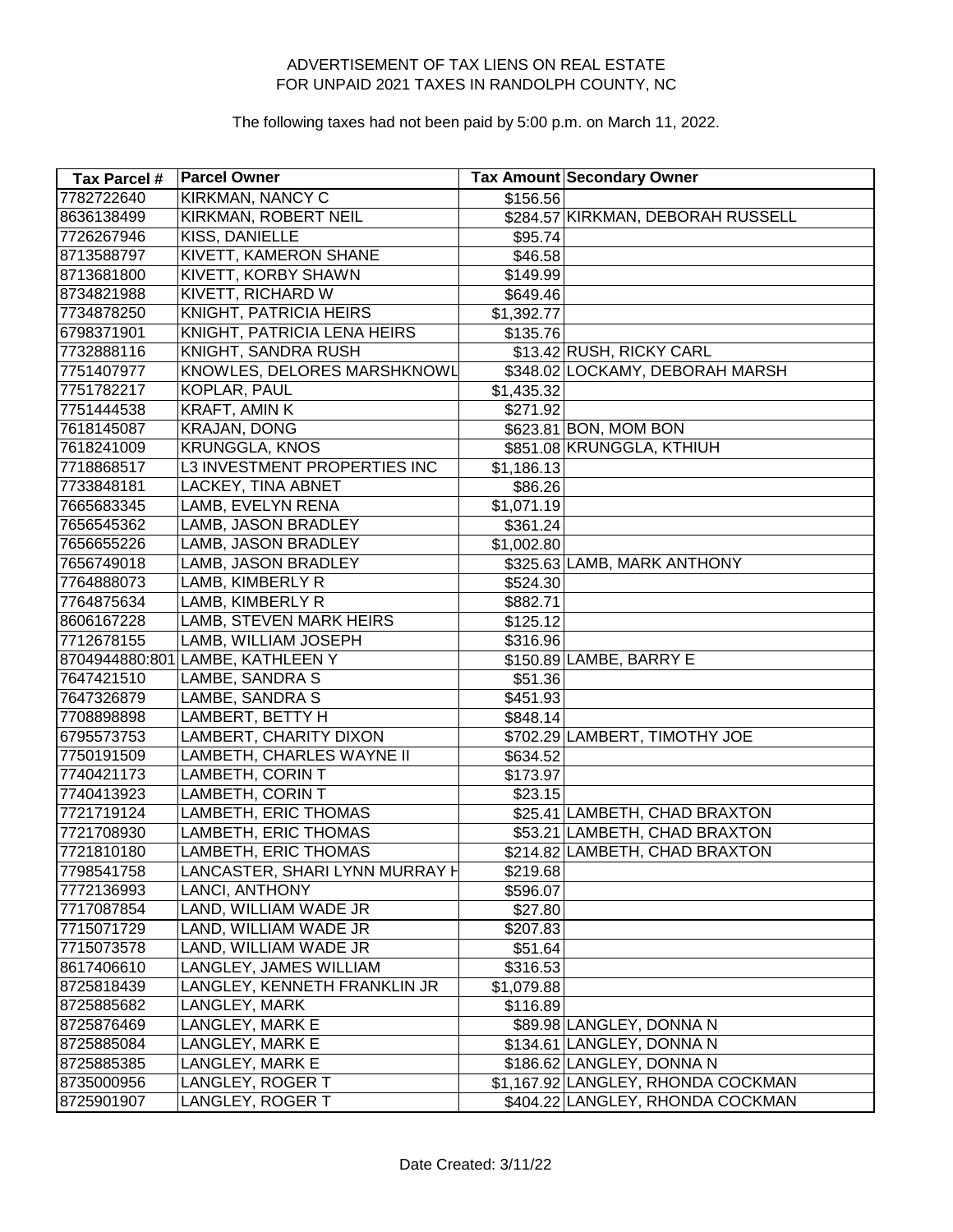ADVERTISEMENT OF TAX LIENS ON REAL ESTATE
FOR UNPAID 2021 TAXES IN RANDOLPH COUNTY, NC

The following taxes had not been paid by 5:00 p.m. on March 11, 2022.

| Tax Parcel # | Parcel Owner | Tax Amount | Secondary Owner |
|---|---|---|---|
| 7782722640 | KIRKMAN, NANCY C | $156.56 | |
| 8636138499 | KIRKMAN, ROBERT NEIL | $284.57 | KIRKMAN, DEBORAH RUSSELL |
| 7726267946 | KISS, DANIELLE | $95.74 | |
| 8713588797 | KIVETT, KAMERON SHANE | $46.58 | |
| 8713681800 | KIVETT, KORBY SHAWN | $149.99 | |
| 8734821988 | KIVETT, RICHARD W | $649.46 | |
| 7734878250 | KNIGHT, PATRICIA HEIRS | $1,392.77 | |
| 6798371901 | KNIGHT, PATRICIA LENA HEIRS | $135.76 | |
| 7732888116 | KNIGHT, SANDRA RUSH | $13.42 | RUSH, RICKY CARL |
| 7751407977 | KNOWLES, DELORES MARSHKNOWL | $348.02 | LOCKAMY, DEBORAH MARSH |
| 7751782217 | KOPLAR, PAUL | $1,435.32 | |
| 7751444538 | KRAFT, AMIN K | $271.92 | |
| 7618145087 | KRAJAN, DONG | $623.81 | BON, MOM BON |
| 7618241009 | KRUNGGLA, KNOS | $851.08 | KRUNGGLA, KTHIUH |
| 7718868517 | L3 INVESTMENT PROPERTIES INC | $1,186.13 | |
| 7733848181 | LACKEY, TINA ABNET | $86.26 | |
| 7665683345 | LAMB, EVELYN RENA | $1,071.19 | |
| 7656545362 | LAMB, JASON BRADLEY | $361.24 | |
| 7656655226 | LAMB, JASON BRADLEY | $1,002.80 | |
| 7656749018 | LAMB, JASON BRADLEY | $325.63 | LAMB, MARK ANTHONY |
| 7764888073 | LAMB, KIMBERLY R | $524.30 | |
| 7764875634 | LAMB, KIMBERLY R | $882.71 | |
| 8606167228 | LAMB, STEVEN MARK HEIRS | $125.12 | |
| 7712678155 | LAMB, WILLIAM JOSEPH | $316.96 | |
| 8704944880:801 | LAMBE, KATHLEEN Y | $150.89 | LAMBE, BARRY E |
| 7647421510 | LAMBE, SANDRA S | $51.36 | |
| 7647326879 | LAMBE, SANDRA S | $451.93 | |
| 7708898898 | LAMBERT, BETTY H | $848.14 | |
| 6795573753 | LAMBERT, CHARITY DIXON | $702.29 | LAMBERT, TIMOTHY JOE |
| 7750191509 | LAMBETH, CHARLES WAYNE II | $634.52 | |
| 7740421173 | LAMBETH, CORIN T | $173.97 | |
| 7740413923 | LAMBETH, CORIN T | $23.15 | |
| 7721719124 | LAMBETH, ERIC THOMAS | $25.41 | LAMBETH, CHAD BRAXTON |
| 7721708930 | LAMBETH, ERIC THOMAS | $53.21 | LAMBETH, CHAD BRAXTON |
| 7721810180 | LAMBETH, ERIC THOMAS | $214.82 | LAMBETH, CHAD BRAXTON |
| 7798541758 | LANCASTER, SHARI LYNN MURRAY H | $219.68 | |
| 7772136993 | LANCI, ANTHONY | $596.07 | |
| 7717087854 | LAND, WILLIAM WADE JR | $27.80 | |
| 7715071729 | LAND, WILLIAM WADE JR | $207.83 | |
| 7715073578 | LAND, WILLIAM WADE JR | $51.64 | |
| 8617406610 | LANGLEY, JAMES WILLIAM | $316.53 | |
| 8725818439 | LANGLEY, KENNETH FRANKLIN JR | $1,079.88 | |
| 8725885682 | LANGLEY, MARK | $116.89 | |
| 8725876469 | LANGLEY, MARK E | $89.98 | LANGLEY, DONNA N |
| 8725885084 | LANGLEY, MARK E | $134.61 | LANGLEY, DONNA N |
| 8725885385 | LANGLEY, MARK E | $186.62 | LANGLEY, DONNA N |
| 8735000956 | LANGLEY, ROGER T | $1,167.92 | LANGLEY, RHONDA COCKMAN |
| 8725901907 | LANGLEY, ROGER T | $404.22 | LANGLEY, RHONDA COCKMAN |

Date Created: 3/11/22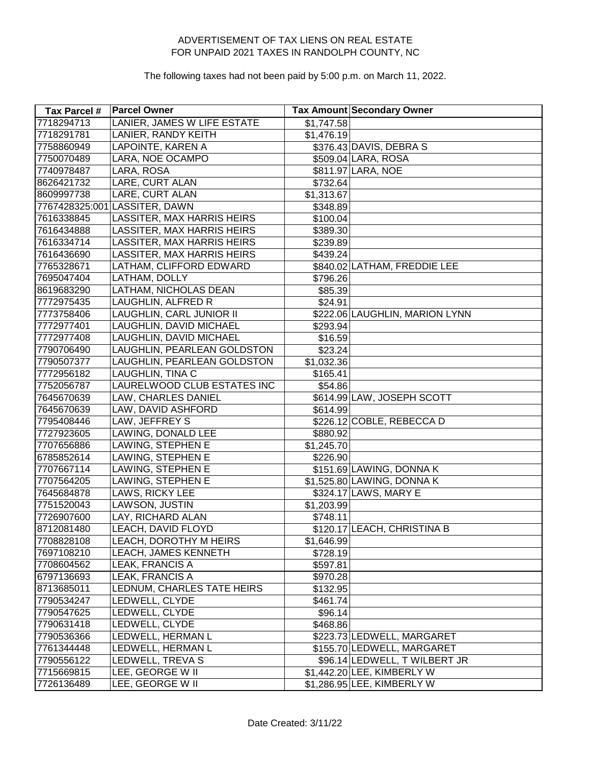ADVERTISEMENT OF TAX LIENS ON REAL ESTATE
FOR UNPAID 2021 TAXES IN RANDOLPH COUNTY, NC

The following taxes had not been paid by 5:00 p.m. on March 11, 2022.

| Tax Parcel # | Parcel Owner | Tax Amount | Secondary Owner |
|---|---|---|---|
| 7718294713 | LANIER, JAMES W LIFE ESTATE | $1,747.58 | |
| 7718291781 | LANIER, RANDY KEITH | $1,476.19 | |
| 7758860949 | LAPOINTE, KAREN A | $376.43 | DAVIS, DEBRA S |
| 7750070489 | LARA, NOE OCAMPO | $509.04 | LARA, ROSA |
| 7740978487 | LARA, ROSA | $811.97 | LARA, NOE |
| 8626421732 | LARE, CURT ALAN | $732.64 | |
| 8609997738 | LARE, CURT ALAN | $1,313.67 | |
| 7767428325:001 | LASSITER, DAWN | $348.89 | |
| 7616338845 | LASSITER, MAX HARRIS HEIRS | $100.04 | |
| 7616434888 | LASSITER, MAX HARRIS HEIRS | $389.30 | |
| 7616334714 | LASSITER, MAX HARRIS HEIRS | $239.89 | |
| 7616436690 | LASSITER, MAX HARRIS HEIRS | $439.24 | |
| 7765328671 | LATHAM, CLIFFORD EDWARD | $840.02 | LATHAM, FREDDIE LEE |
| 7695047404 | LATHAM, DOLLY | $796.26 | |
| 8619683290 | LATHAM, NICHOLAS DEAN | $85.39 | |
| 7772975435 | LAUGHLIN, ALFRED R | $24.91 | |
| 7773758406 | LAUGHLIN, CARL JUNIOR II | $222.06 | LAUGHLIN, MARION LYNN |
| 7772977401 | LAUGHLIN, DAVID MICHAEL | $293.94 | |
| 7772977408 | LAUGHLIN, DAVID MICHAEL | $16.59 | |
| 7790706490 | LAUGHLIN, PEARLEAN GOLDSTON | $23.24 | |
| 7790507377 | LAUGHLIN, PEARLEAN GOLDSTON | $1,032.36 | |
| 7772956182 | LAUGHLIN, TINA C | $165.41 | |
| 7752056787 | LAURELWOOD CLUB ESTATES INC | $54.86 | |
| 7645670639 | LAW, CHARLES DANIEL | $614.99 | LAW, JOSEPH SCOTT |
| 7645670639 | LAW, DAVID ASHFORD | $614.99 | |
| 7795408446 | LAW, JEFFREY S | $226.12 | COBLE, REBECCA D |
| 7727923605 | LAWING, DONALD LEE | $880.92 | |
| 7707656886 | LAWING, STEPHEN E | $1,245.70 | |
| 6785852614 | LAWING, STEPHEN E | $226.90 | |
| 7707667114 | LAWING, STEPHEN E | $151.69 | LAWING, DONNA K |
| 7707564205 | LAWING, STEPHEN E | $1,525.80 | LAWING, DONNA K |
| 7645684878 | LAWS, RICKY LEE | $324.17 | LAWS, MARY E |
| 7751520043 | LAWSON, JUSTIN | $1,203.99 | |
| 7726907600 | LAY, RICHARD ALAN | $748.11 | |
| 8712081480 | LEACH, DAVID FLOYD | $120.17 | LEACH, CHRISTINA B |
| 7708828108 | LEACH, DOROTHY M HEIRS | $1,646.99 | |
| 7697108210 | LEACH, JAMES KENNETH | $728.19 | |
| 7708604562 | LEAK, FRANCIS A | $597.81 | |
| 6797136693 | LEAK, FRANCIS A | $970.28 | |
| 8713685011 | LEDNUM, CHARLES TATE HEIRS | $132.95 | |
| 7790534247 | LEDWELL, CLYDE | $461.74 | |
| 7790547625 | LEDWELL, CLYDE | $96.14 | |
| 7790631418 | LEDWELL, CLYDE | $468.86 | |
| 7790536366 | LEDWELL, HERMAN L | $223.73 | LEDWELL, MARGARET |
| 7761344448 | LEDWELL, HERMAN L | $155.70 | LEDWELL, MARGARET |
| 7790556122 | LEDWELL, TREVA S | $96.14 | LEDWELL, T WILBERT JR |
| 7715669815 | LEE, GEORGE W II | $1,442.20 | LEE, KIMBERLY W |
| 7726136489 | LEE, GEORGE W II | $1,286.95 | LEE, KIMBERLY W |

Date Created: 3/11/22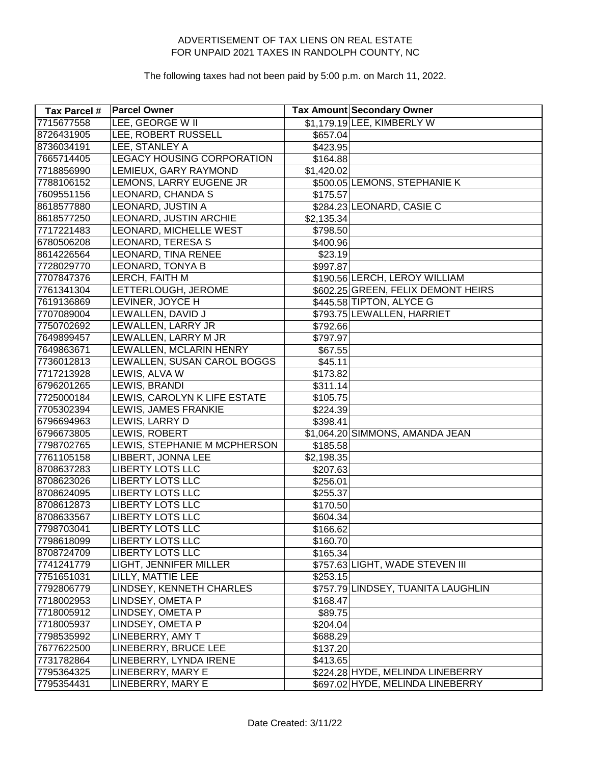ADVERTISEMENT OF TAX LIENS ON REAL ESTATE
FOR UNPAID 2021 TAXES IN RANDOLPH COUNTY, NC

The following taxes had not been paid by 5:00 p.m. on March 11, 2022.

| Tax Parcel # | Parcel Owner | Tax Amount | Secondary Owner |
|---|---|---|---|
| 7715677558 | LEE, GEORGE W II | $1,179.19 | LEE, KIMBERLY W |
| 8726431905 | LEE, ROBERT RUSSELL | $657.04 | |
| 8736034191 | LEE, STANLEY A | $423.95 | |
| 7665714405 | LEGACY HOUSING CORPORATION | $164.88 | |
| 7718856990 | LEMIEUX, GARY RAYMOND | $1,420.02 | |
| 7788106152 | LEMONS, LARRY EUGENE JR | $500.05 | LEMONS, STEPHANIE K |
| 7609551156 | LEONARD, CHANDA S | $175.57 | |
| 8618577880 | LEONARD, JUSTIN A | $284.23 | LEONARD, CASIE C |
| 8618577250 | LEONARD, JUSTIN ARCHIE | $2,135.34 | |
| 7717221483 | LEONARD, MICHELLE WEST | $798.50 | |
| 6780506208 | LEONARD, TERESA S | $400.96 | |
| 8614226564 | LEONARD, TINA RENEE | $23.19 | |
| 7728029770 | LEONARD, TONYA B | $997.87 | |
| 7707847376 | LERCH, FAITH M | $190.56 | LERCH, LEROY WILLIAM |
| 7761341304 | LETTERLOUGH, JEROME | $602.25 | GREEN, FELIX DEMONT HEIRS |
| 7619136869 | LEVINER, JOYCE H | $445.58 | TIPTON, ALYCE G |
| 7707089004 | LEWALLEN, DAVID J | $793.75 | LEWALLEN, HARRIET |
| 7750702692 | LEWALLEN, LARRY JR | $792.66 | |
| 7649899457 | LEWALLEN, LARRY M JR | $797.97 | |
| 7649863671 | LEWALLEN, MCLARIN HENRY | $67.55 | |
| 7736012813 | LEWALLEN, SUSAN CAROL BOGGS | $45.11 | |
| 7717213928 | LEWIS, ALVA W | $173.82 | |
| 6796201265 | LEWIS, BRANDI | $311.14 | |
| 7725000184 | LEWIS, CAROLYN K LIFE ESTATE | $105.75 | |
| 7705302394 | LEWIS, JAMES FRANKIE | $224.39 | |
| 6796694963 | LEWIS, LARRY D | $398.41 | |
| 6796673805 | LEWIS, ROBERT | $1,064.20 | SIMMONS, AMANDA JEAN |
| 7798702765 | LEWIS, STEPHANIE M MCPHERSON | $185.58 | |
| 7761105158 | LIBBERT, JONNA LEE | $2,198.35 | |
| 8708637283 | LIBERTY LOTS LLC | $207.63 | |
| 8708623026 | LIBERTY LOTS LLC | $256.01 | |
| 8708624095 | LIBERTY LOTS LLC | $255.37 | |
| 8708612873 | LIBERTY LOTS LLC | $170.50 | |
| 8708633567 | LIBERTY LOTS LLC | $604.34 | |
| 7798703041 | LIBERTY LOTS LLC | $166.62 | |
| 7798618099 | LIBERTY LOTS LLC | $160.70 | |
| 8708724709 | LIBERTY LOTS LLC | $165.34 | |
| 7741241779 | LIGHT, JENNIFER MILLER | $757.63 | LIGHT, WADE STEVEN III |
| 7751651031 | LILLY, MATTIE LEE | $253.15 | |
| 7792806779 | LINDSEY, KENNETH CHARLES | $757.79 | LINDSEY, TUANITA LAUGHLIN |
| 7718002953 | LINDSEY, OMETA P | $168.47 | |
| 7718005912 | LINDSEY, OMETA P | $89.75 | |
| 7718005937 | LINDSEY, OMETA P | $204.04 | |
| 7798535992 | LINEBERRY, AMY T | $688.29 | |
| 7677622500 | LINEBERRY, BRUCE LEE | $137.20 | |
| 7731782864 | LINEBERRY, LYNDA IRENE | $413.65 | |
| 7795364325 | LINEBERRY, MARY E | $224.28 | HYDE, MELINDA LINEBERRY |
| 7795354431 | LINEBERRY, MARY E | $697.02 | HYDE, MELINDA LINEBERRY |

Date Created: 3/11/22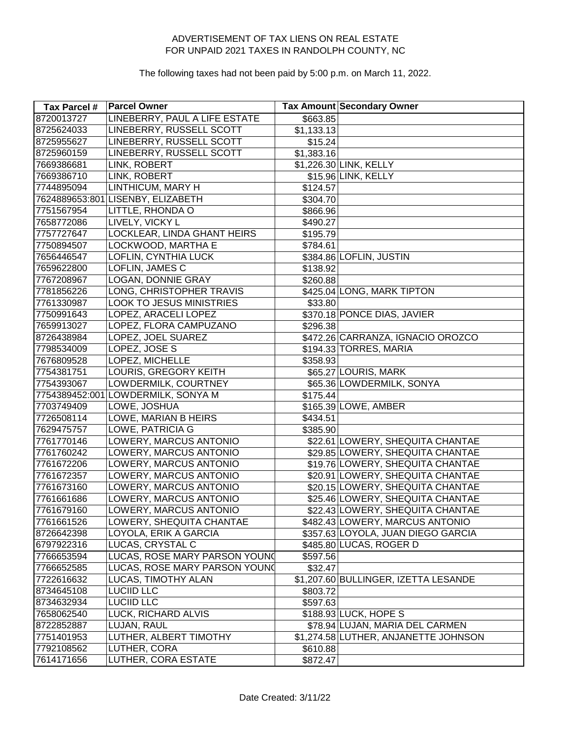ADVERTISEMENT OF TAX LIENS ON REAL ESTATE
FOR UNPAID 2021 TAXES IN RANDOLPH COUNTY, NC

The following taxes had not been paid by 5:00 p.m. on March 11, 2022.

| Tax Parcel # | Parcel Owner | Tax Amount | Secondary Owner |
|---|---|---|---|
| 8720013727 | LINEBERRY, PAUL A LIFE ESTATE | $663.85 | |
| 8725624033 | LINEBERRY, RUSSELL SCOTT | $1,133.13 | |
| 8725955627 | LINEBERRY, RUSSELL SCOTT | $15.24 | |
| 8725960159 | LINEBERRY, RUSSELL SCOTT | $1,383.16 | |
| 7669386681 | LINK, ROBERT | $1,226.30 | LINK, KELLY |
| 7669386710 | LINK, ROBERT | $15.96 | LINK, KELLY |
| 7744895094 | LINTHICUM, MARY H | $124.57 | |
| 7624889653:801 | LISENBY, ELIZABETH | $304.70 | |
| 7751567954 | LITTLE, RHONDA O | $866.96 | |
| 7658772086 | LIVELY, VICKY L | $490.27 | |
| 7757727647 | LOCKLEAR, LINDA GHANT HEIRS | $195.79 | |
| 7750894507 | LOCKWOOD, MARTHA E | $784.61 | |
| 7656446547 | LOFLIN, CYNTHIA LUCK | $384.86 | LOFLIN, JUSTIN |
| 7659622800 | LOFLIN, JAMES C | $138.92 | |
| 7767208967 | LOGAN, DONNIE GRAY | $260.88 | |
| 7781856226 | LONG, CHRISTOPHER TRAVIS | $425.04 | LONG, MARK TIPTON |
| 7761330987 | LOOK TO JESUS MINISTRIES | $33.80 | |
| 7750991643 | LOPEZ, ARACELI LOPEZ | $370.18 | PONCE DIAS, JAVIER |
| 7659913027 | LOPEZ, FLORA CAMPUZANO | $296.38 | |
| 8726438984 | LOPEZ, JOEL SUAREZ | $472.26 | CARRANZA, IGNACIO OROZCO |
| 7798534009 | LOPEZ, JOSE S | $194.33 | TORRES, MARIA |
| 7676809528 | LOPEZ, MICHELLE | $358.93 | |
| 7754381751 | LOURIS, GREGORY KEITH | $65.27 | LOURIS, MARK |
| 7754393067 | LOWDERMILK, COURTNEY | $65.36 | LOWDERMILK, SONYA |
| 7754389452:001 | LOWDERMILK, SONYA M | $175.44 | |
| 7703749409 | LOWE, JOSHUA | $165.39 | LOWE, AMBER |
| 7726508114 | LOWE, MARIAN B HEIRS | $434.51 | |
| 7629475757 | LOWE, PATRICIA G | $385.90 | |
| 7761770146 | LOWERY, MARCUS ANTONIO | $22.61 | LOWERY, SHEQUITA CHANTAE |
| 7761760242 | LOWERY, MARCUS ANTONIO | $29.85 | LOWERY, SHEQUITA CHANTAE |
| 7761672206 | LOWERY, MARCUS ANTONIO | $19.76 | LOWERY, SHEQUITA CHANTAE |
| 7761672357 | LOWERY, MARCUS ANTONIO | $20.91 | LOWERY, SHEQUITA CHANTAE |
| 7761673160 | LOWERY, MARCUS ANTONIO | $20.15 | LOWERY, SHEQUITA CHANTAE |
| 7761661686 | LOWERY, MARCUS ANTONIO | $25.46 | LOWERY, SHEQUITA CHANTAE |
| 7761679160 | LOWERY, MARCUS ANTONIO | $22.43 | LOWERY, SHEQUITA CHANTAE |
| 7761661526 | LOWERY, SHEQUITA CHANTAE | $482.43 | LOWERY, MARCUS ANTONIO |
| 8726642398 | LOYOLA, ERIK A GARCIA | $357.63 | LOYOLA, JUAN DIEGO GARCIA |
| 6797922316 | LUCAS, CRYSTAL C | $485.80 | LUCAS, ROGER D |
| 7766653594 | LUCAS, ROSE MARY PARSON YOUNG | $597.56 | |
| 7766652585 | LUCAS, ROSE MARY PARSON YOUNG | $32.47 | |
| 7722616632 | LUCAS, TIMOTHY ALAN | $1,207.60 | BULLINGER, IZETTA LESANDE |
| 8734645108 | LUCIID LLC | $803.72 | |
| 8734632934 | LUCIID LLC | $597.63 | |
| 7658062540 | LUCK, RICHARD ALVIS | $188.93 | LUCK, HOPE S |
| 8722852887 | LUJAN, RAUL | $78.94 | LUJAN, MARIA DEL CARMEN |
| 7751401953 | LUTHER, ALBERT TIMOTHY | $1,274.58 | LUTHER, ANJANETTE JOHNSON |
| 7792108562 | LUTHER, CORA | $610.88 | |
| 7614171656 | LUTHER, CORA ESTATE | $872.47 | |

Date Created: 3/11/22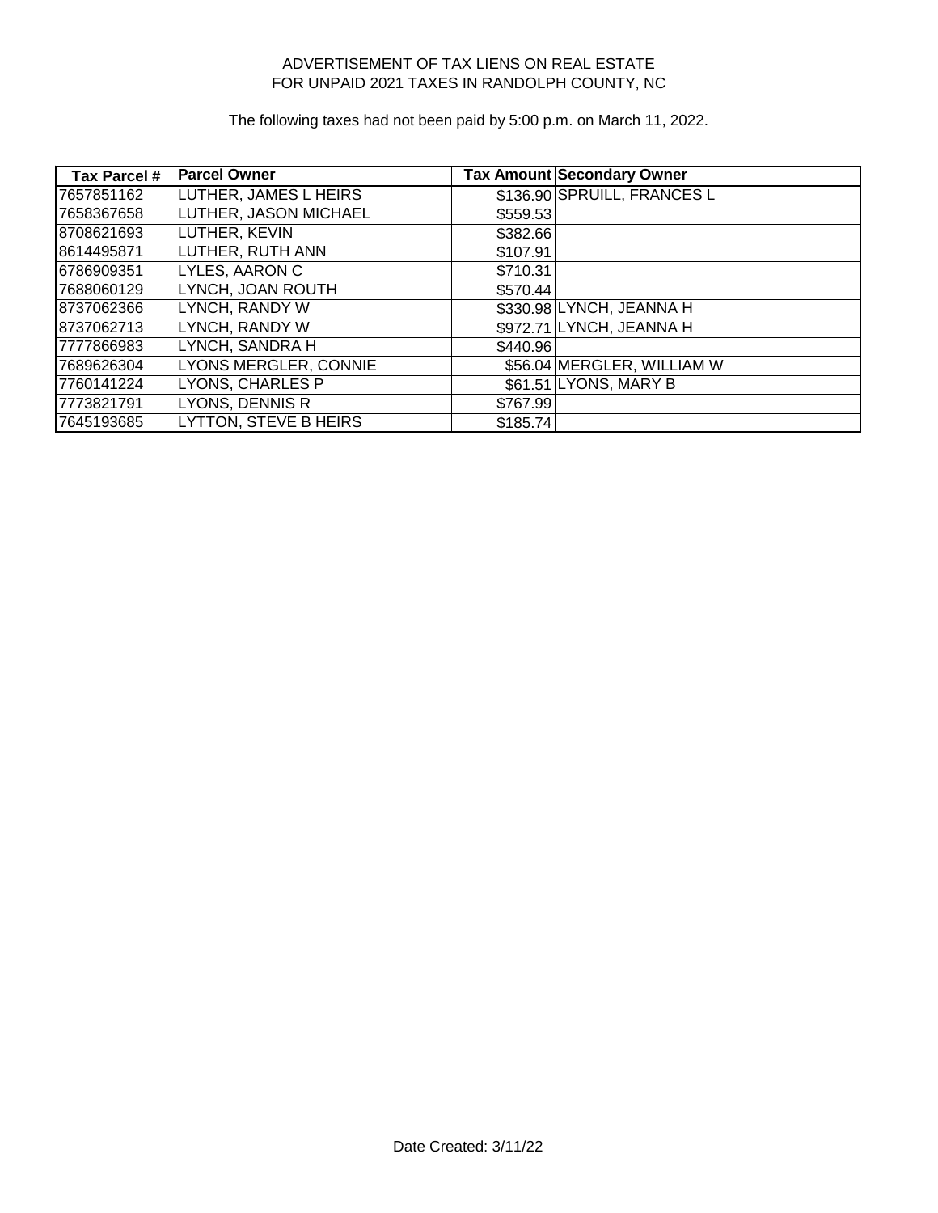ADVERTISEMENT OF TAX LIENS ON REAL ESTATE
FOR UNPAID 2021 TAXES IN RANDOLPH COUNTY, NC

The following taxes had not been paid by 5:00 p.m. on March 11, 2022.

| Tax Parcel # | Parcel Owner | Tax Amount | Secondary Owner |
|---|---|---|---|
| 7657851162 | LUTHER, JAMES L HEIRS | $136.90 | SPRUILL, FRANCES L |
| 7658367658 | LUTHER, JASON MICHAEL | $559.53 | |
| 8708621693 | LUTHER, KEVIN | $382.66 | |
| 8614495871 | LUTHER, RUTH ANN | $107.91 | |
| 6786909351 | LYLES, AARON C | $710.31 | |
| 7688060129 | LYNCH, JOAN ROUTH | $570.44 | |
| 8737062366 | LYNCH, RANDY W | $330.98 | LYNCH, JEANNA H |
| 8737062713 | LYNCH, RANDY W | $972.71 | LYNCH, JEANNA H |
| 7777866983 | LYNCH, SANDRA H | $440.96 | |
| 7689626304 | LYONS MERGLER, CONNIE | $56.04 | MERGLER, WILLIAM W |
| 7760141224 | LYONS, CHARLES P | $61.51 | LYONS, MARY B |
| 7773821791 | LYONS, DENNIS R | $767.99 | |
| 7645193685 | LYTTON, STEVE B HEIRS | $185.74 | |

Date Created: 3/11/22